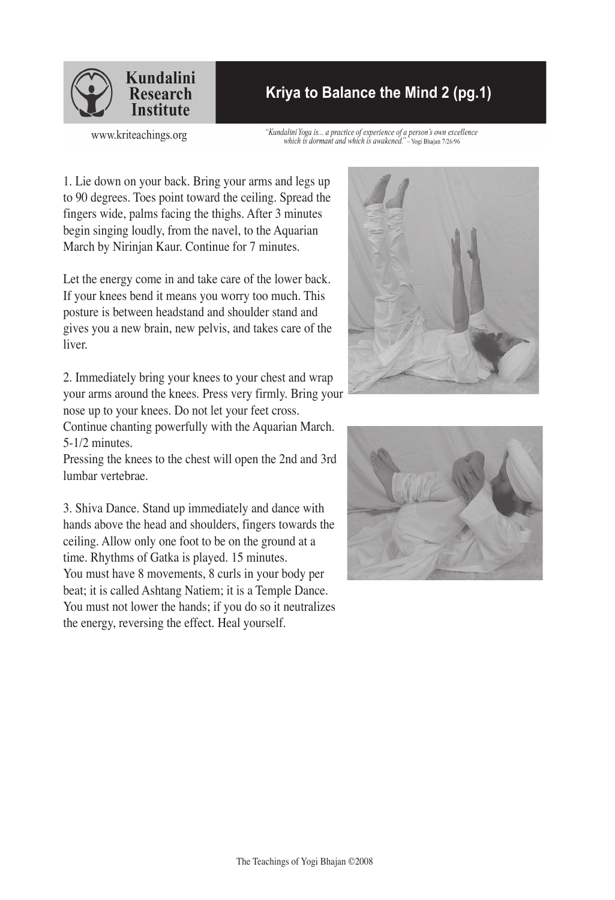# Kriya to Balance the Mind 2 (pg.1)

Kundalini Research Institute

www.kriteachings.org

*"Kundalini Yoga is... a practice of experience of a person's own excellence which is dormant and which is awakened."* – Yogi Bhajan 7/26/96

1. Lie down on your back. Bring your arms and legs up to 90 degrees. Toes point toward the ceiling. Spread the fingers wide, palms facing the thighs. After 3 minutes begin singing loudly, from the navel, to the Aquarian March by Nirinjan Kaur. Continue for 7 minutes.

Let the energy come in and take care of the lower back. If your knees bend it means you worry too much. This posture is between headstand and shoulder stand and gives you a new brain, new pelvis, and takes care of the liver.

2. Immediately bring your knees to your chest and wrap your arms around the knees. Press very firmly. Bring your nose up to your knees. Do not let your feet cross. Continue chanting powerfully with the Aquarian March. 5-1/2 minutes.
Pressing the knees to the chest will open the 2nd and 3rd lumbar vertebrae.

3. Shiva Dance. Stand up immediately and dance with hands above the head and shoulders, fingers towards the ceiling. Allow only one foot to be on the ground at a time. Rhythms of Gatka is played. 15 minutes.
You must have 8 movements, 8 curls in your body per beat; it is called Ashtang Natiem; it is a Temple Dance. You must not lower the hands; if you do so it neutralizes the energy, reversing the effect. Heal yourself.

The Teachings of Yogi Bhajan ©2008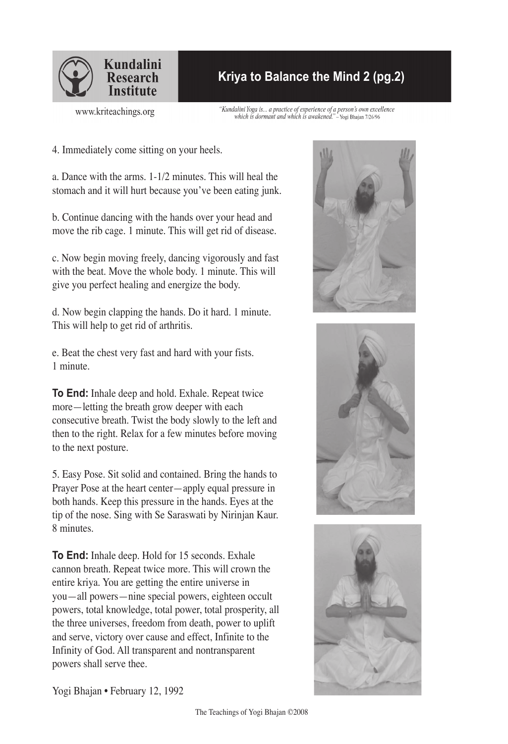# Kriya to Balance the Mind 2 (pg.2)

4. Immediately come sitting on your heels.

a. Dance with the arms. 1-1/2 minutes. This will heal the stomach and it will hurt because you've been eating junk.

b. Continue dancing with the hands over your head and move the rib cage. 1 minute. This will get rid of disease.

c. Now begin moving freely, dancing vigorously and fast with the beat. Move the whole body. 1 minute. This will give you perfect healing and energize the body.

d. Now begin clapping the hands. Do it hard. 1 minute. This will help to get rid of arthritis.

e. Beat the chest very fast and hard with your fists. 1 minute.

**To End:** Inhale deep and hold. Exhale. Repeat twice more—letting the breath grow deeper with each consecutive breath. Twist the body slowly to the left and then to the right. Relax for a few minutes before moving to the next posture.

5. Easy Pose. Sit solid and contained. Bring the hands to Prayer Pose at the heart center—apply equal pressure in both hands. Keep this pressure in the hands. Eyes at the tip of the nose. Sing with Se Saraswati by Nirinjan Kaur. 8 minutes.

**To End:** Inhale deep. Hold for 15 seconds. Exhale cannon breath. Repeat twice more. This will crown the entire kriya. You are getting the entire universe in you—all powers—nine special powers, eighteen occult powers, total knowledge, total power, total prosperity, all the three universes, freedom from death, power to uplift and serve, victory over cause and effect, Infinite to the Infinity of God. All transparent and nontransparent powers shall serve thee.

Yogi Bhajan • February 12, 1992